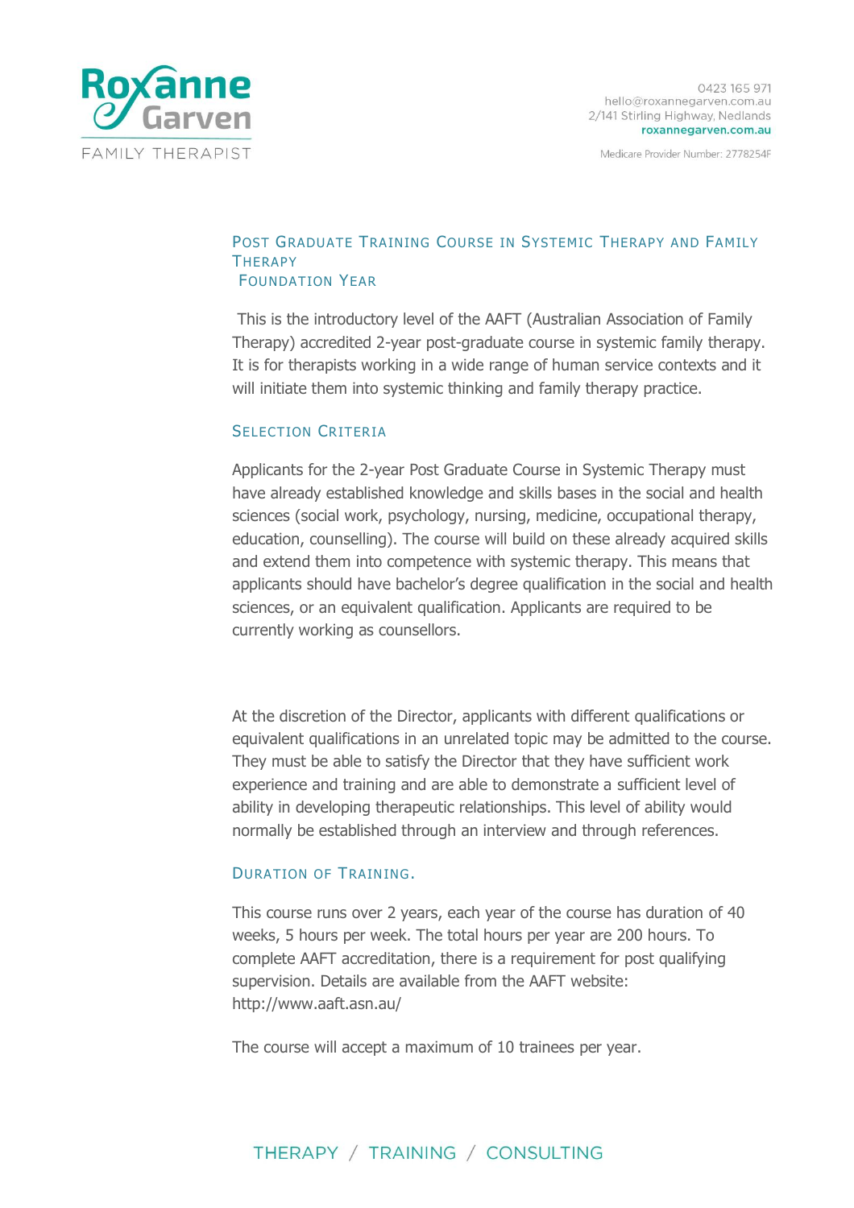Roxanne Garven
FAMILY THERAPIST

0423 165 971
hello@roxannegarven.com.au
2/141 Stirling Highway, Nedlands
roxannegarven.com.au

Medicare Provider Number: 2778254F

# Post Graduate Training Course in Systemic Therapy and Family Therapy

## Foundation Year

This is the introductory level of the AAFT (Australian Association of Family Therapy) accredited 2-year post-graduate course in systemic family therapy. It is for therapists working in a wide range of human service contexts and it will initiate them into systemic thinking and family therapy practice.

## Selection Criteria

Applicants for the 2-year Post Graduate Course in Systemic Therapy must have already established knowledge and skills bases in the social and health sciences (social work, psychology, nursing, medicine, occupational therapy, education, counselling). The course will build on these already acquired skills and extend them into competence with systemic therapy. This means that applicants should have bachelor's degree qualification in the social and health sciences, or an equivalent qualification. Applicants are required to be currently working as counsellors.

At the discretion of the Director, applicants with different qualifications or equivalent qualifications in an unrelated topic may be admitted to the course. They must be able to satisfy the Director that they have sufficient work experience and training and are able to demonstrate a sufficient level of ability in developing therapeutic relationships. This level of ability would normally be established through an interview and through references.

## Duration of Training.

This course runs over 2 years, each year of the course has duration of 40 weeks, 5 hours per week. The total hours per year are 200 hours. To complete AAFT accreditation, there is a requirement for post qualifying supervision. Details are available from the AAFT website: http://www.aaft.asn.au/

The course will accept a maximum of 10 trainees per year.

THERAPY / TRAINING / CONSULTING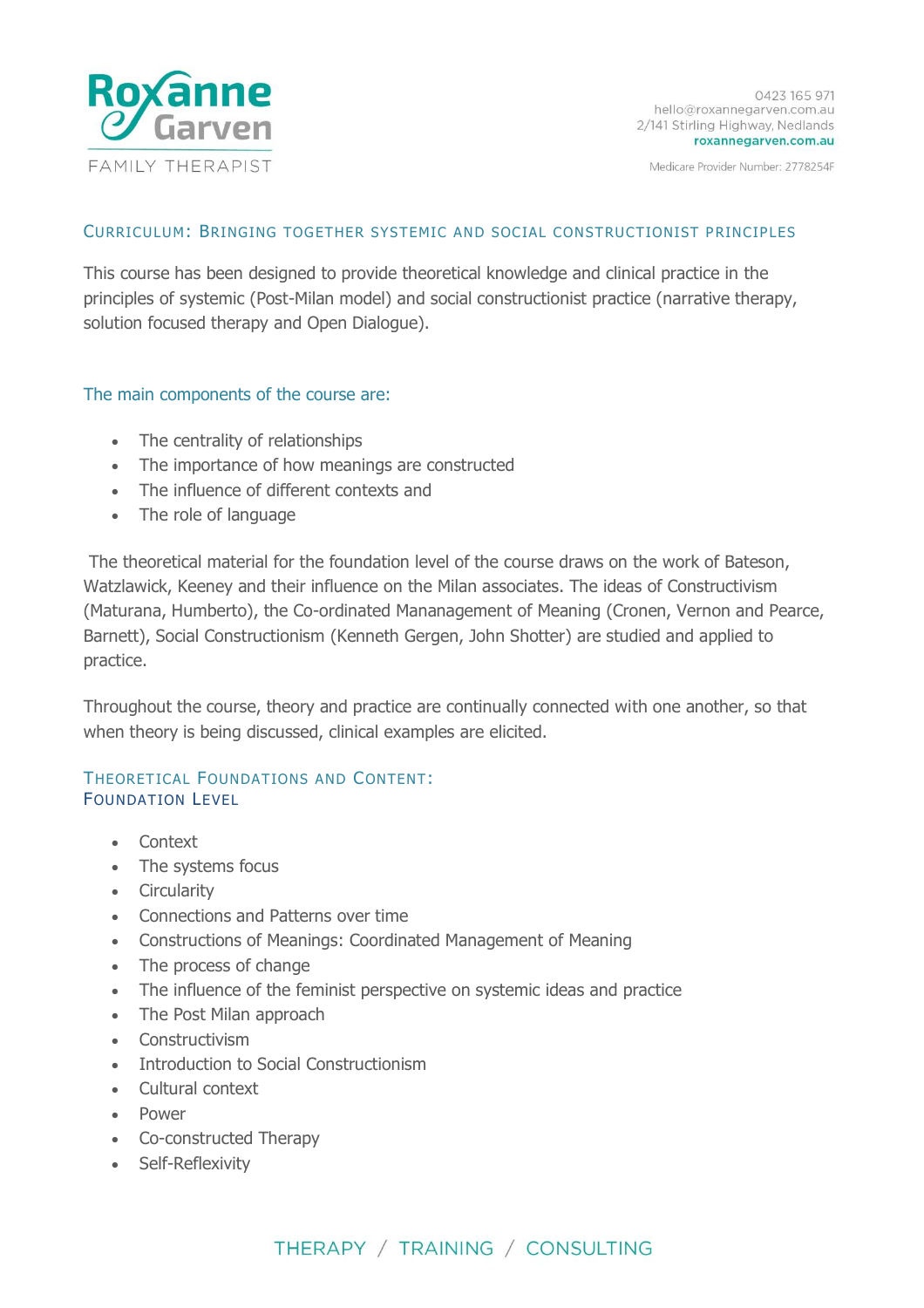## Curriculum: Bringing together systemic and social constructionist principles

This course has been designed to provide theoretical knowledge and clinical practice in the principles of systemic (Post-Milan model) and social constructionist practice (narrative therapy, solution focused therapy and Open Dialogue).

### The main components of the course are:

- The centrality of relationships
- The importance of how meanings are constructed
- The influence of different contexts and
- The role of language

The theoretical material for the foundation level of the course draws on the work of Bateson, Watzlawick, Keeney and their influence on the Milan associates. The ideas of Constructivism (Maturana, Humberto), the Co-ordinated Mananagement of Meaning (Cronen, Vernon and Pearce, Barnett), Social Constructionism (Kenneth Gergen, John Shotter) are studied and applied to practice.

Throughout the course, theory and practice are continually connected with one another, so that when theory is being discussed, clinical examples are elicited.

## Theoretical Foundations and Content:

### Foundation Level

- Context
- The systems focus
- Circularity
- Connections and Patterns over time
- Constructions of Meanings: Coordinated Management of Meaning
- The process of change
- The influence of the feminist perspective on systemic ideas and practice
- The Post Milan approach
- Constructivism
- Introduction to Social Constructionism
- Cultural context
- Power
- Co-constructed Therapy
- Self-Reflexivity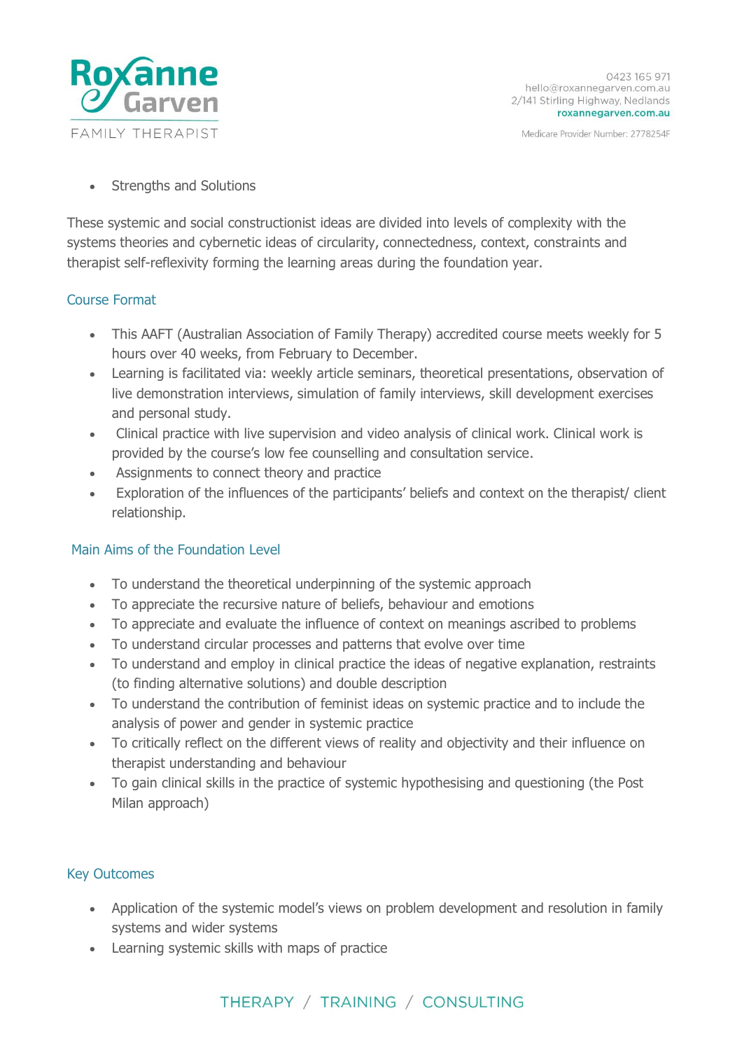- Strengths and Solutions

These systemic and social constructionist ideas are divided into levels of complexity with the systems theories and cybernetic ideas of circularity, connectedness, context, constraints and therapist self-reflexivity forming the learning areas during the foundation year.

## Course Format

- This AAFT (Australian Association of Family Therapy) accredited course meets weekly for 5 hours over 40 weeks, from February to December.
- Learning is facilitated via: weekly article seminars, theoretical presentations, observation of live demonstration interviews, simulation of family interviews, skill development exercises and personal study.
- Clinical practice with live supervision and video analysis of clinical work. Clinical work is provided by the course's low fee counselling and consultation service.
- Assignments to connect theory and practice
- Exploration of the influences of the participants' beliefs and context on the therapist/ client relationship.

## Main Aims of the Foundation Level

- To understand the theoretical underpinning of the systemic approach
- To appreciate the recursive nature of beliefs, behaviour and emotions
- To appreciate and evaluate the influence of context on meanings ascribed to problems
- To understand circular processes and patterns that evolve over time
- To understand and employ in clinical practice the ideas of negative explanation, restraints (to finding alternative solutions) and double description
- To understand the contribution of feminist ideas on systemic practice and to include the analysis of power and gender in systemic practice
- To critically reflect on the different views of reality and objectivity and their influence on therapist understanding and behaviour
- To gain clinical skills in the practice of systemic hypothesising and questioning (the Post Milan approach)

## Key Outcomes

- Application of the systemic model's views on problem development and resolution in family systems and wider systems
- Learning systemic skills with maps of practice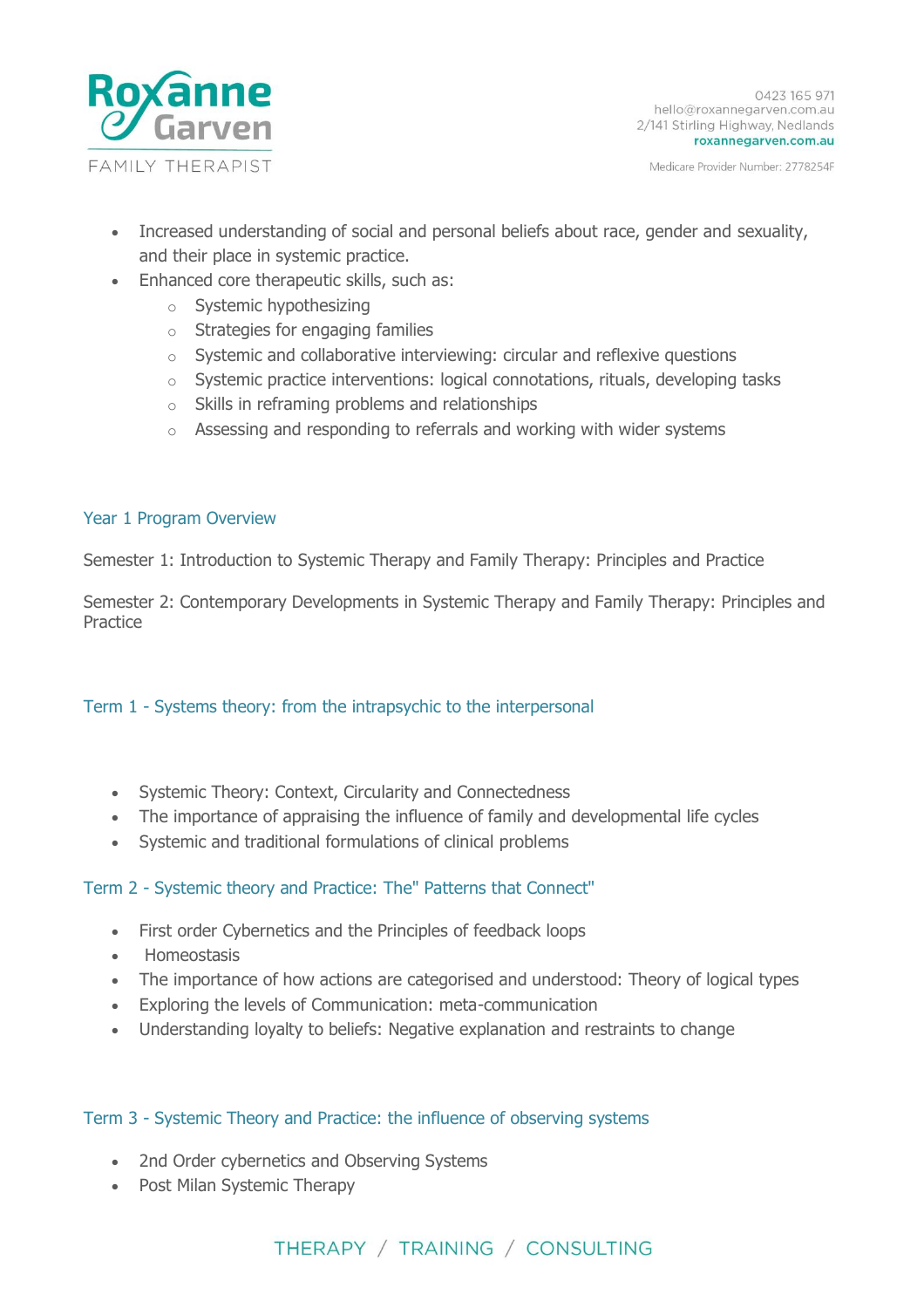- Increased understanding of social and personal beliefs about race, gender and sexuality, and their place in systemic practice.
- Enhanced core therapeutic skills, such as:
  - Systemic hypothesizing
  - Strategies for engaging families
  - Systemic and collaborative interviewing: circular and reflexive questions
  - Systemic practice interventions: logical connotations, rituals, developing tasks
  - Skills in reframing problems and relationships
  - Assessing and responding to referrals and working with wider systems

## Year 1 Program Overview

Semester 1: Introduction to Systemic Therapy and Family Therapy: Principles and Practice

Semester 2: Contemporary Developments in Systemic Therapy and Family Therapy: Principles and Practice

### Term 1 - Systems theory: from the intrapsychic to the interpersonal

- Systemic Theory: Context, Circularity and Connectedness
- The importance of appraising the influence of family and developmental life cycles
- Systemic and traditional formulations of clinical problems

### Term 2 - Systemic theory and Practice: The" Patterns that Connect"

- First order Cybernetics and the Principles of feedback loops
- Homeostasis
- The importance of how actions are categorised and understood: Theory of logical types
- Exploring the levels of Communication: meta-communication
- Understanding loyalty to beliefs: Negative explanation and restraints to change

### Term 3 - Systemic Theory and Practice: the influence of observing systems

- 2nd Order cybernetics and Observing Systems
- Post Milan Systemic Therapy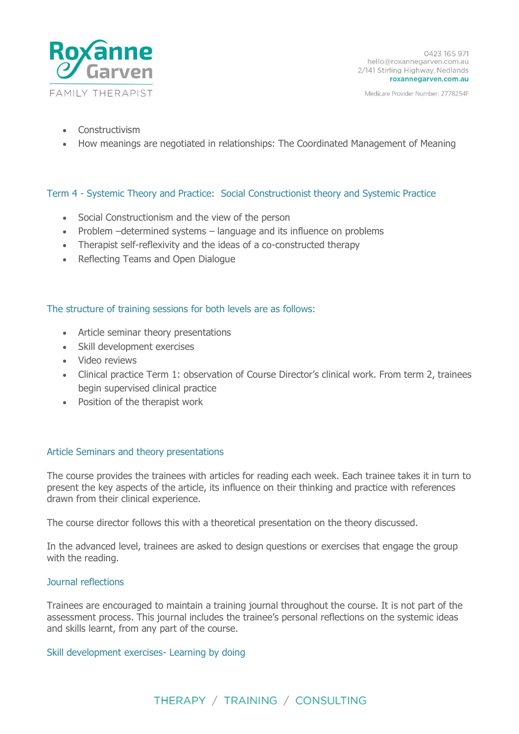- Constructivism
- How meanings are negotiated in relationships: The Coordinated Management of Meaning

### Term 4 - Systemic Theory and Practice: Social Constructionist theory and Systemic Practice

- Social Constructionism and the view of the person
- Problem –determined systems – language and its influence on problems
- Therapist self-reflexivity and the ideas of a co-constructed therapy
- Reflecting Teams and Open Dialogue

### The structure of training sessions for both levels are as follows:

- Article seminar theory presentations
- Skill development exercises
- Video reviews
- Clinical practice Term 1: observation of Course Director's clinical work. From term 2, trainees begin supervised clinical practice
- Position of the therapist work

### Article Seminars and theory presentations

The course provides the trainees with articles for reading each week. Each trainee takes it in turn to present the key aspects of the article, its influence on their thinking and practice with references drawn from their clinical experience.

The course director follows this with a theoretical presentation on the theory discussed.

In the advanced level, trainees are asked to design questions or exercises that engage the group with the reading.

### Journal reflections

Trainees are encouraged to maintain a training journal throughout the course. It is not part of the assessment process. This journal includes the trainee's personal reflections on the systemic ideas and skills learnt, from any part of the course.

### Skill development exercises- Learning by doing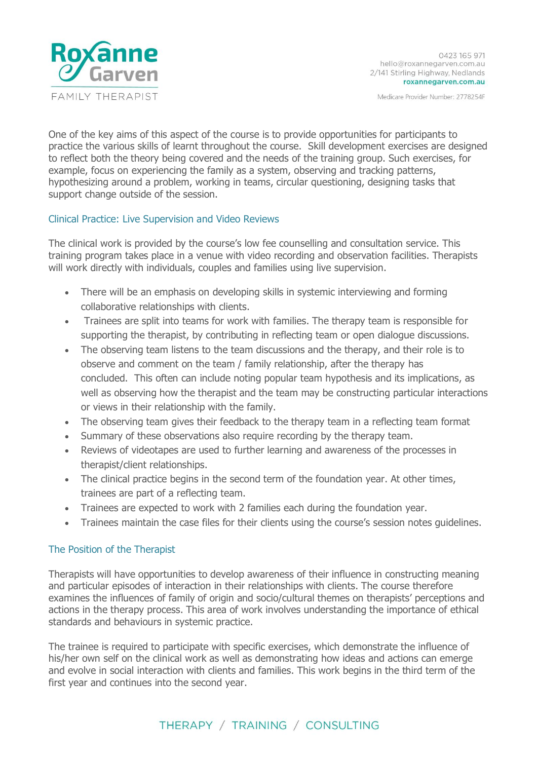One of the key aims of this aspect of the course is to provide opportunities for participants to practice the various skills of learnt throughout the course. Skill development exercises are designed to reflect both the theory being covered and the needs of the training group. Such exercises, for example, focus on experiencing the family as a system, observing and tracking patterns, hypothesizing around a problem, working in teams, circular questioning, designing tasks that support change outside of the session.

## Clinical Practice: Live Supervision and Video Reviews

The clinical work is provided by the course's low fee counselling and consultation service. This training program takes place in a venue with video recording and observation facilities. Therapists will work directly with individuals, couples and families using live supervision.

- There will be an emphasis on developing skills in systemic interviewing and forming collaborative relationships with clients.
- Trainees are split into teams for work with families. The therapy team is responsible for supporting the therapist, by contributing in reflecting team or open dialogue discussions.
- The observing team listens to the team discussions and the therapy, and their role is to observe and comment on the team / family relationship, after the therapy has concluded. This often can include noting popular team hypothesis and its implications, as well as observing how the therapist and the team may be constructing particular interactions or views in their relationship with the family.
- The observing team gives their feedback to the therapy team in a reflecting team format
- Summary of these observations also require recording by the therapy team.
- Reviews of videotapes are used to further learning and awareness of the processes in therapist/client relationships.
- The clinical practice begins in the second term of the foundation year. At other times, trainees are part of a reflecting team.
- Trainees are expected to work with 2 families each during the foundation year.
- Trainees maintain the case files for their clients using the course's session notes guidelines.

## The Position of the Therapist

Therapists will have opportunities to develop awareness of their influence in constructing meaning and particular episodes of interaction in their relationships with clients. The course therefore examines the influences of family of origin and socio/cultural themes on therapists' perceptions and actions in the therapy process. This area of work involves understanding the importance of ethical standards and behaviours in systemic practice.

The trainee is required to participate with specific exercises, which demonstrate the influence of his/her own self on the clinical work as well as demonstrating how ideas and actions can emerge and evolve in social interaction with clients and families. This work begins in the third term of the first year and continues into the second year.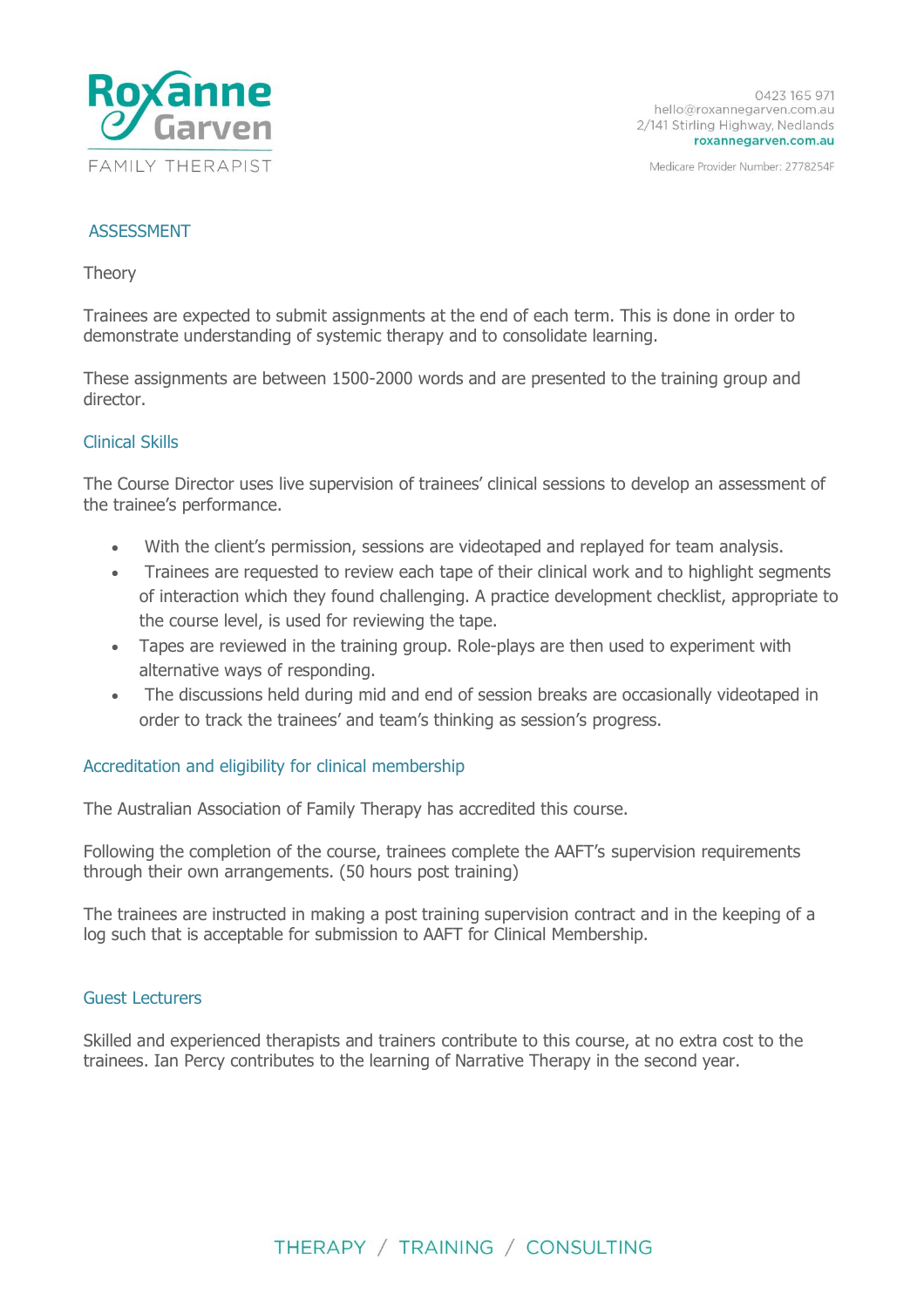## ASSESSMENT

Theory

Trainees are expected to submit assignments at the end of each term. This is done in order to demonstrate understanding of systemic therapy and to consolidate learning.

These assignments are between 1500-2000 words and are presented to the training group and director.

### Clinical Skills

The Course Director uses live supervision of trainees' clinical sessions to develop an assessment of the trainee's performance.

- With the client's permission, sessions are videotaped and replayed for team analysis.
- Trainees are requested to review each tape of their clinical work and to highlight segments of interaction which they found challenging. A practice development checklist, appropriate to the course level, is used for reviewing the tape.
- Tapes are reviewed in the training group. Role-plays are then used to experiment with alternative ways of responding.
- The discussions held during mid and end of session breaks are occasionally videotaped in order to track the trainees' and team's thinking as session's progress.

### Accreditation and eligibility for clinical membership

The Australian Association of Family Therapy has accredited this course.

Following the completion of the course, trainees complete the AAFT's supervision requirements through their own arrangements. (50 hours post training)

The trainees are instructed in making a post training supervision contract and in the keeping of a log such that is acceptable for submission to AAFT for Clinical Membership.

### Guest Lecturers

Skilled and experienced therapists and trainers contribute to this course, at no extra cost to the trainees. Ian Percy contributes to the learning of Narrative Therapy in the second year.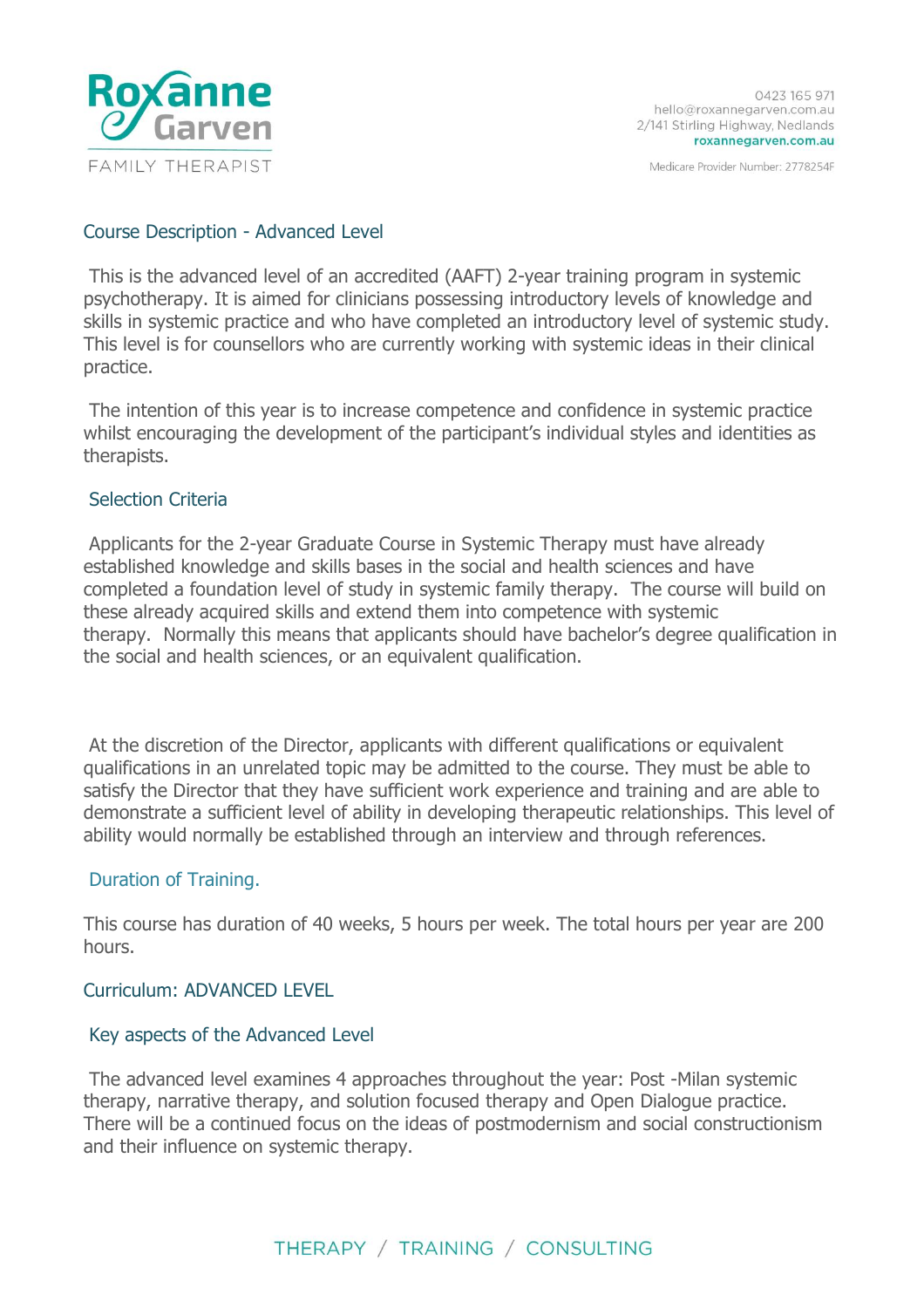## Course Description - Advanced Level

This is the advanced level of an accredited (AAFT) 2-year training program in systemic psychotherapy. It is aimed for clinicians possessing introductory levels of knowledge and skills in systemic practice and who have completed an introductory level of systemic study. This level is for counsellors who are currently working with systemic ideas in their clinical practice.

The intention of this year is to increase competence and confidence in systemic practice whilst encouraging the development of the participant's individual styles and identities as therapists.

## Selection Criteria

Applicants for the 2-year Graduate Course in Systemic Therapy must have already established knowledge and skills bases in the social and health sciences and have completed a foundation level of study in systemic family therapy. The course will build on these already acquired skills and extend them into competence with systemic therapy. Normally this means that applicants should have bachelor's degree qualification in the social and health sciences, or an equivalent qualification.

At the discretion of the Director, applicants with different qualifications or equivalent qualifications in an unrelated topic may be admitted to the course. They must be able to satisfy the Director that they have sufficient work experience and training and are able to demonstrate a sufficient level of ability in developing therapeutic relationships. This level of ability would normally be established through an interview and through references.

## Duration of Training.

This course has duration of 40 weeks, 5 hours per week. The total hours per year are 200 hours.

## Curriculum: ADVANCED LEVEL

### Key aspects of the Advanced Level

The advanced level examines 4 approaches throughout the year: Post -Milan systemic therapy, narrative therapy, and solution focused therapy and Open Dialogue practice. There will be a continued focus on the ideas of postmodernism and social constructionism and their influence on systemic therapy.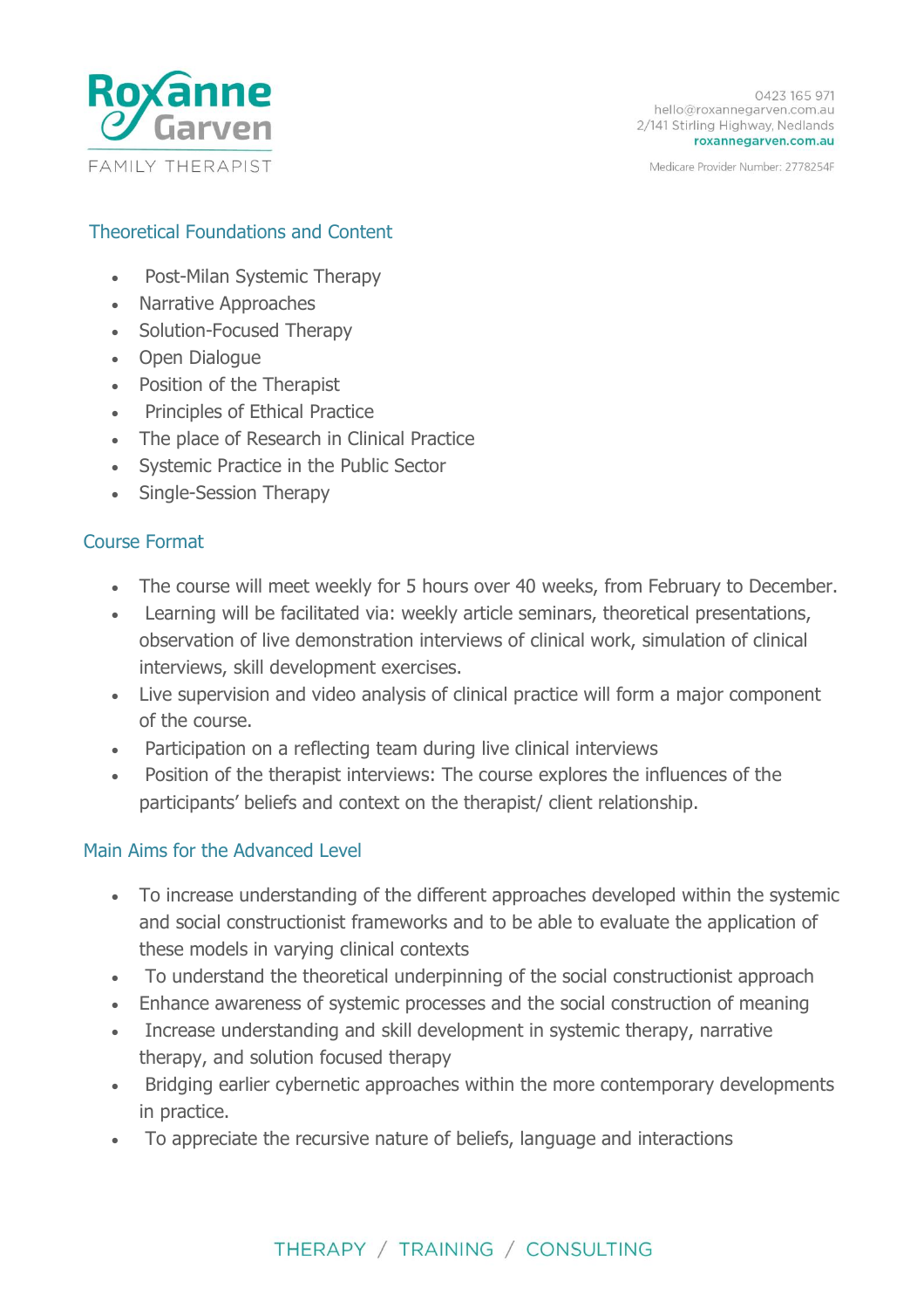## Theoretical Foundations and Content

- Post-Milan Systemic Therapy
- Narrative Approaches
- Solution-Focused Therapy
- Open Dialogue
- Position of the Therapist
- Principles of Ethical Practice
- The place of Research in Clinical Practice
- Systemic Practice in the Public Sector
- Single-Session Therapy

## Course Format

- The course will meet weekly for 5 hours over 40 weeks, from February to December.
- Learning will be facilitated via: weekly article seminars, theoretical presentations, observation of live demonstration interviews of clinical work, simulation of clinical interviews, skill development exercises.
- Live supervision and video analysis of clinical practice will form a major component of the course.
- Participation on a reflecting team during live clinical interviews
- Position of the therapist interviews: The course explores the influences of the participants' beliefs and context on the therapist/ client relationship.

## Main Aims for the Advanced Level

- To increase understanding of the different approaches developed within the systemic and social constructionist frameworks and to be able to evaluate the application of these models in varying clinical contexts
- To understand the theoretical underpinning of the social constructionist approach
- Enhance awareness of systemic processes and the social construction of meaning
- Increase understanding and skill development in systemic therapy, narrative therapy, and solution focused therapy
- Bridging earlier cybernetic approaches within the more contemporary developments in practice.
- To appreciate the recursive nature of beliefs, language and interactions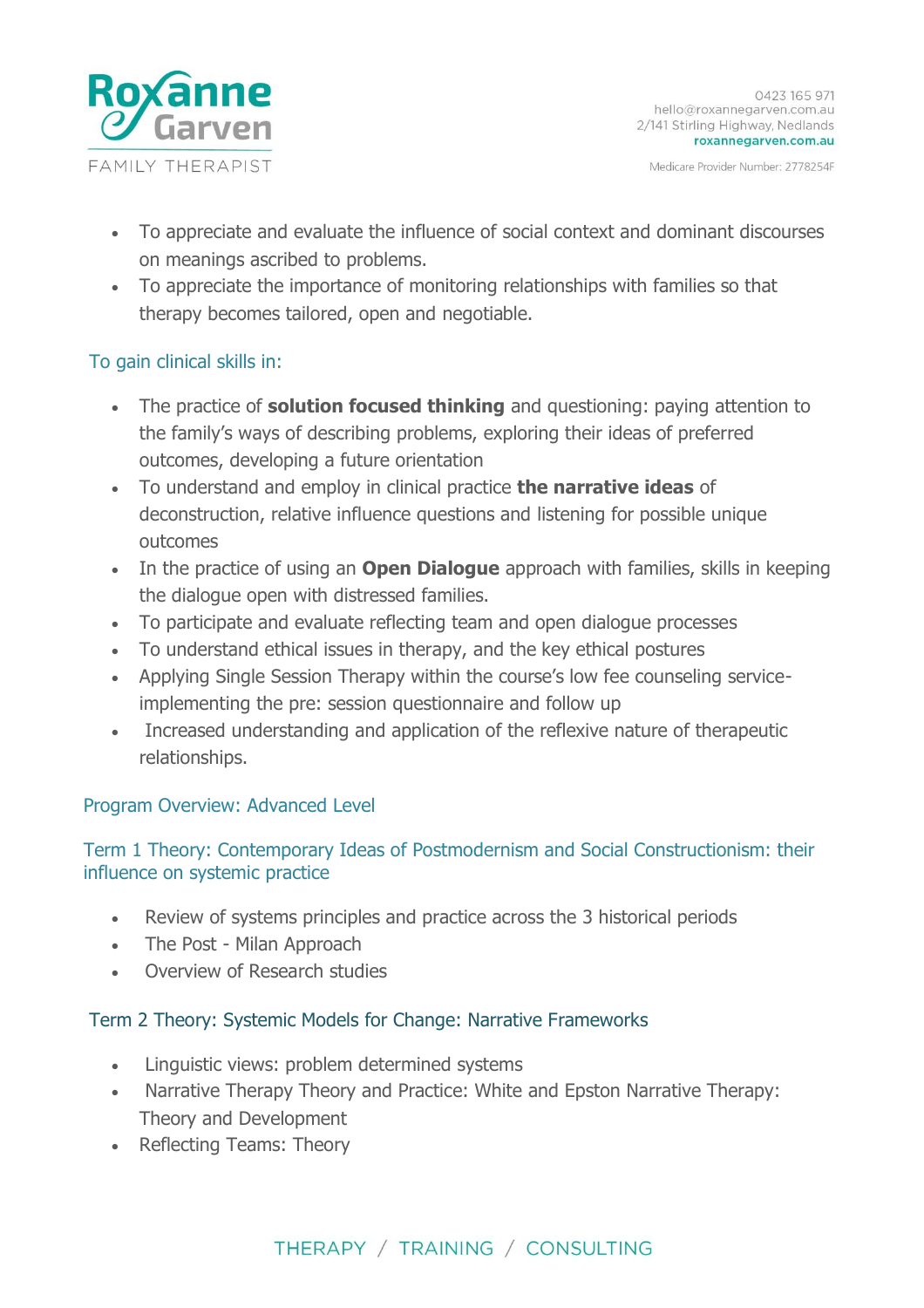- To appreciate and evaluate the influence of social context and dominant discourses on meanings ascribed to problems.
- To appreciate the importance of monitoring relationships with families so that therapy becomes tailored, open and negotiable.

### To gain clinical skills in:

- The practice of **solution focused thinking** and questioning: paying attention to the family's ways of describing problems, exploring their ideas of preferred outcomes, developing a future orientation
- To understand and employ in clinical practice **the narrative ideas** of deconstruction, relative influence questions and listening for possible unique outcomes
- In the practice of using an **Open Dialogue** approach with families, skills in keeping the dialogue open with distressed families.
- To participate and evaluate reflecting team and open dialogue processes
- To understand ethical issues in therapy, and the key ethical postures
- Applying Single Session Therapy within the course's low fee counseling service- implementing the pre: session questionnaire and follow up
- Increased understanding and application of the reflexive nature of therapeutic relationships.

### Program Overview: Advanced Level

### Term 1 Theory: Contemporary Ideas of Postmodernism and Social Constructionism: their influence on systemic practice

- Review of systems principles and practice across the 3 historical periods
- The Post - Milan Approach
- Overview of Research studies

### Term 2 Theory: Systemic Models for Change: Narrative Frameworks

- Linguistic views: problem determined systems
- Narrative Therapy Theory and Practice: White and Epston Narrative Therapy: Theory and Development
- Reflecting Teams: Theory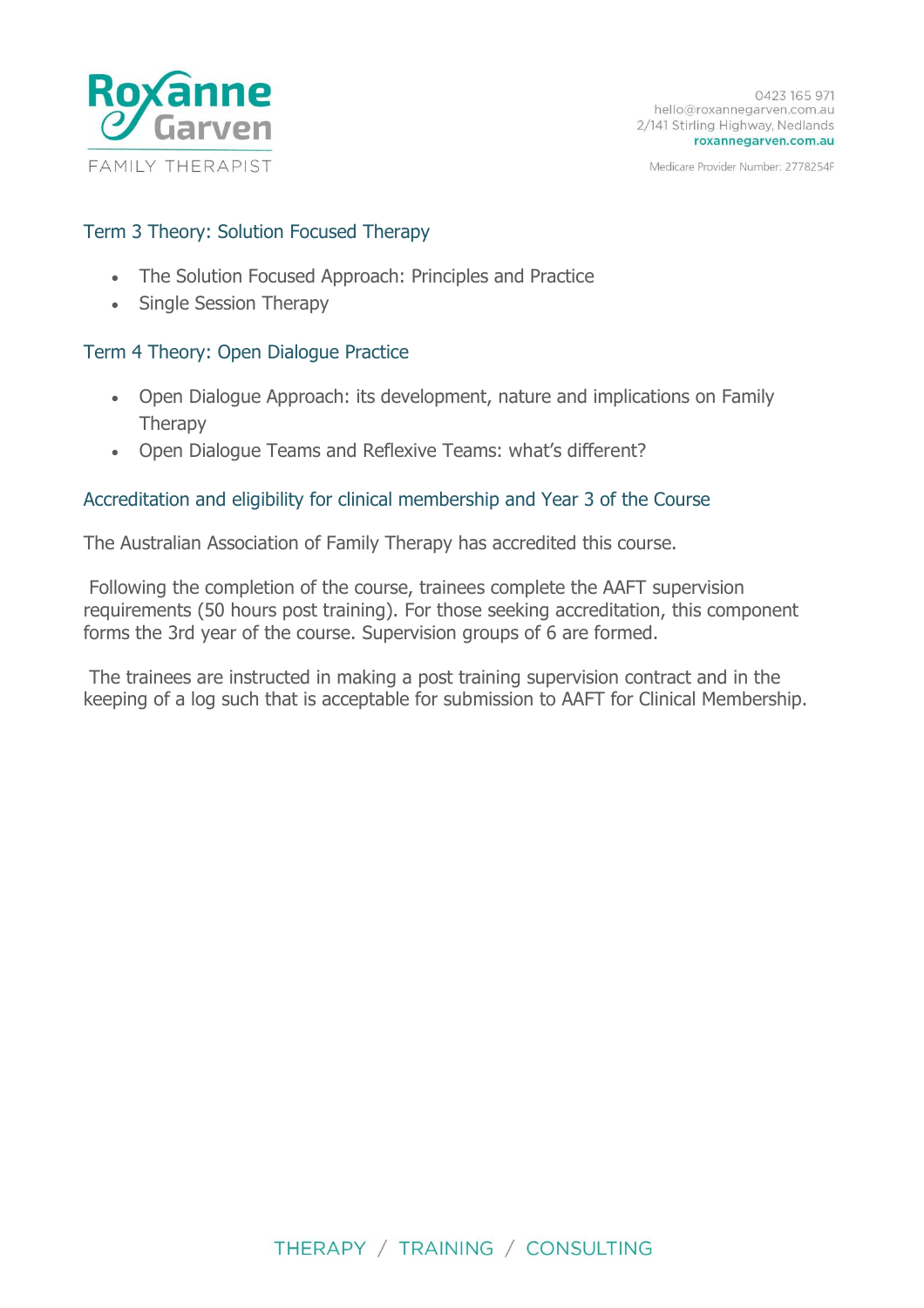## Term 3 Theory: Solution Focused Therapy

- The Solution Focused Approach: Principles and Practice
- Single Session Therapy

## Term 4 Theory: Open Dialogue Practice

- Open Dialogue Approach: its development, nature and implications on Family Therapy
- Open Dialogue Teams and Reflexive Teams: what's different?

## Accreditation and eligibility for clinical membership and Year 3 of the Course

The Australian Association of Family Therapy has accredited this course.

Following the completion of the course, trainees complete the AAFT supervision requirements (50 hours post training). For those seeking accreditation, this component forms the 3rd year of the course. Supervision groups of 6 are formed.

The trainees are instructed in making a post training supervision contract and in the keeping of a log such that is acceptable for submission to AAFT for Clinical Membership.